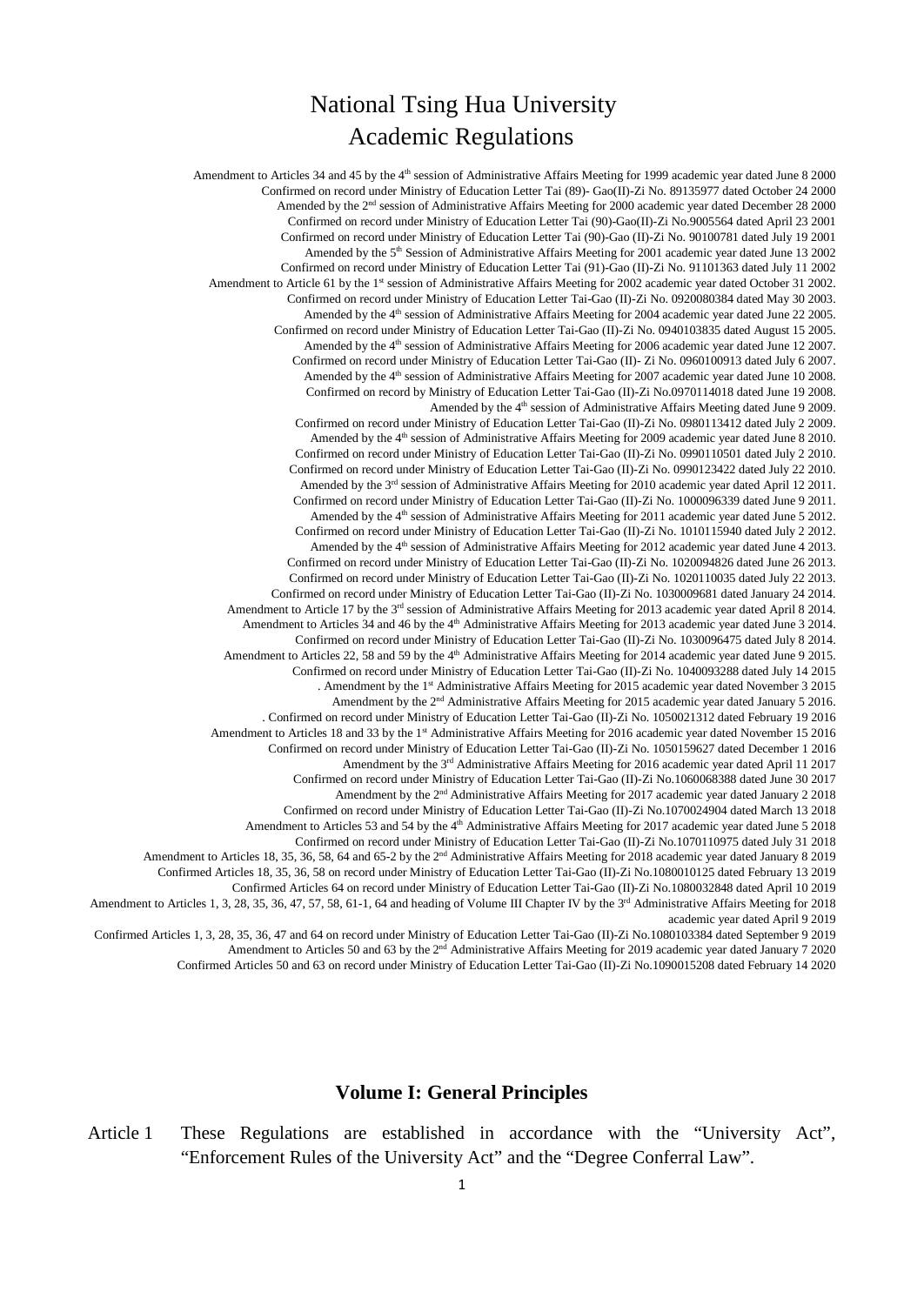# National Tsing Hua University
# Academic Regulations

Amendment to Articles 34 and 45 by the 4th session of Administrative Affairs Meeting for 1999 academic year dated June 8 2000
Confirmed on record under Ministry of Education Letter Tai (89)- Gao(II)-Zi No. 89135977 dated October 24 2000
Amended by the 2nd session of Administrative Affairs Meeting for 2000 academic year dated December 28 2000
Confirmed on record under Ministry of Education Letter Tai (90)-Gao(II)-Zi No.9005564 dated April 23 2001
Confirmed on record under Ministry of Education Letter Tai (90)-Gao (II)-Zi No. 90100781 dated July 19 2001
Amended by the 5th Session of Administrative Affairs Meeting for 2001 academic year dated June 13 2002
Confirmed on record under Ministry of Education Letter Tai (91)-Gao (II)-Zi No. 91101363 dated July 11 2002
Amendment to Article 61 by the 1st session of Administrative Affairs Meeting for 2002 academic year dated October 31 2002.
Confirmed on record under Ministry of Education Letter Tai-Gao (II)-Zi No. 0920080384 dated May 30 2003.
Amended by the 4th session of Administrative Affairs Meeting for 2004 academic year dated June 22 2005.
Confirmed on record under Ministry of Education Letter Tai-Gao (II)-Zi No. 0940103835 dated August 15 2005.
Amended by the 4th session of Administrative Affairs Meeting for 2006 academic year dated June 12 2007.
Confirmed on record under Ministry of Education Letter Tai-Gao (II)- Zi No. 0960100913 dated July 6 2007.
Amended by the 4th session of Administrative Affairs Meeting for 2007 academic year dated June 10 2008.
Confirmed on record by Ministry of Education Letter Tai-Gao (II)-Zi No.0970114018 dated June 19 2008.
Amended by the 4th session of Administrative Affairs Meeting dated June 9 2009.
Confirmed on record under Ministry of Education Letter Tai-Gao (II)-Zi No. 0980113412 dated July 2 2009.
Amended by the 4th session of Administrative Affairs Meeting for 2009 academic year dated June 8 2010.
Confirmed on record under Ministry of Education Letter Tai-Gao (II)-Zi No. 0990110501 dated July 2 2010.
Confirmed on record under Ministry of Education Letter Tai-Gao (II)-Zi No. 0990123422 dated July 22 2010.
Amended by the 3rd session of Administrative Affairs Meeting for 2010 academic year dated April 12 2011.
Confirmed on record under Ministry of Education Letter Tai-Gao (II)-Zi No. 1000096339 dated June 9 2011.
Amended by the 4th session of Administrative Affairs Meeting for 2011 academic year dated June 5 2012.
Confirmed on record under Ministry of Education Letter Tai-Gao (II)-Zi No. 1010115940 dated July 2 2012.
Amended by the 4th session of Administrative Affairs Meeting for 2012 academic year dated June 4 2013.
Confirmed on record under Ministry of Education Letter Tai-Gao (II)-Zi No. 1020094826 dated June 26 2013.
Confirmed on record under Ministry of Education Letter Tai-Gao (II)-Zi No. 1020110035 dated July 22 2013.
Confirmed on record under Ministry of Education Letter Tai-Gao (II)-Zi No. 1030009681 dated January 24 2014.
Amendment to Article 17 by the 3rd session of Administrative Affairs Meeting for 2013 academic year dated April 8 2014.
Amendment to Articles 34 and 46 by the 4th Administrative Affairs Meeting for 2013 academic year dated June 3 2014.
Confirmed on record under Ministry of Education Letter Tai-Gao (II)-Zi No. 1030096475 dated July 8 2014.
Amendment to Articles 22, 58 and 59 by the 4th Administrative Affairs Meeting for 2014 academic year dated June 9 2015.
Confirmed on record under Ministry of Education Letter Tai-Gao (II)-Zi No. 1040093288 dated July 14 2015
. Amendment by the 1st Administrative Affairs Meeting for 2015 academic year dated November 3 2015
Amendment by the 2nd Administrative Affairs Meeting for 2015 academic year dated January 5 2016.
. Confirmed on record under Ministry of Education Letter Tai-Gao (II)-Zi No. 1050021312 dated February 19 2016
Amendment to Articles 18 and 33 by the 1st Administrative Affairs Meeting for 2016 academic year dated November 15 2016
Confirmed on record under Ministry of Education Letter Tai-Gao (II)-Zi No. 1050159627 dated December 1 2016
Amendment by the 3rd Administrative Affairs Meeting for 2016 academic year dated April 11 2017
Confirmed on record under Ministry of Education Letter Tai-Gao (II)-Zi No.1060068388 dated June 30 2017
Amendment by the 2nd Administrative Affairs Meeting for 2017 academic year dated January 2 2018
Confirmed on record under Ministry of Education Letter Tai-Gao (II)-Zi No.1070024904 dated March 13 2018
Amendment to Articles 53 and 54 by the 4th Administrative Affairs Meeting for 2017 academic year dated June 5 2018
Confirmed on record under Ministry of Education Letter Tai-Gao (II)-Zi No.1070110975 dated July 31 2018
Amendment to Articles 18, 35, 36, 58, 64 and 65-2 by the 2nd Administrative Affairs Meeting for 2018 academic year dated January 8 2019
Confirmed Articles 18, 35, 36, 58 on record under Ministry of Education Letter Tai-Gao (II)-Zi No.1080010125 dated February 13 2019
Confirmed Articles 64 on record under Ministry of Education Letter Tai-Gao (II)-Zi No.1080032848 dated April 10 2019
Amendment to Articles 1, 3, 28, 35, 36, 47, 57, 58, 61-1, 64 and heading of Volume III Chapter IV by the 3rd Administrative Affairs Meeting for 2018 academic year dated April 9 2019
Confirmed Articles 1, 3, 28, 35, 36, 47 and 64 on record under Ministry of Education Letter Tai-Gao (II)-Zi No.1080103384 dated September 9 2019
Amendment to Articles 50 and 63 by the 2nd Administrative Affairs Meeting for 2019 academic year dated January 7 2020
Confirmed Articles 50 and 63 on record under Ministry of Education Letter Tai-Gao (II)-Zi No.1090015208 dated February 14 2020

## Volume I: General Principles

Article 1 These Regulations are established in accordance with the "University Act", "Enforcement Rules of the University Act" and the "Degree Conferral Law".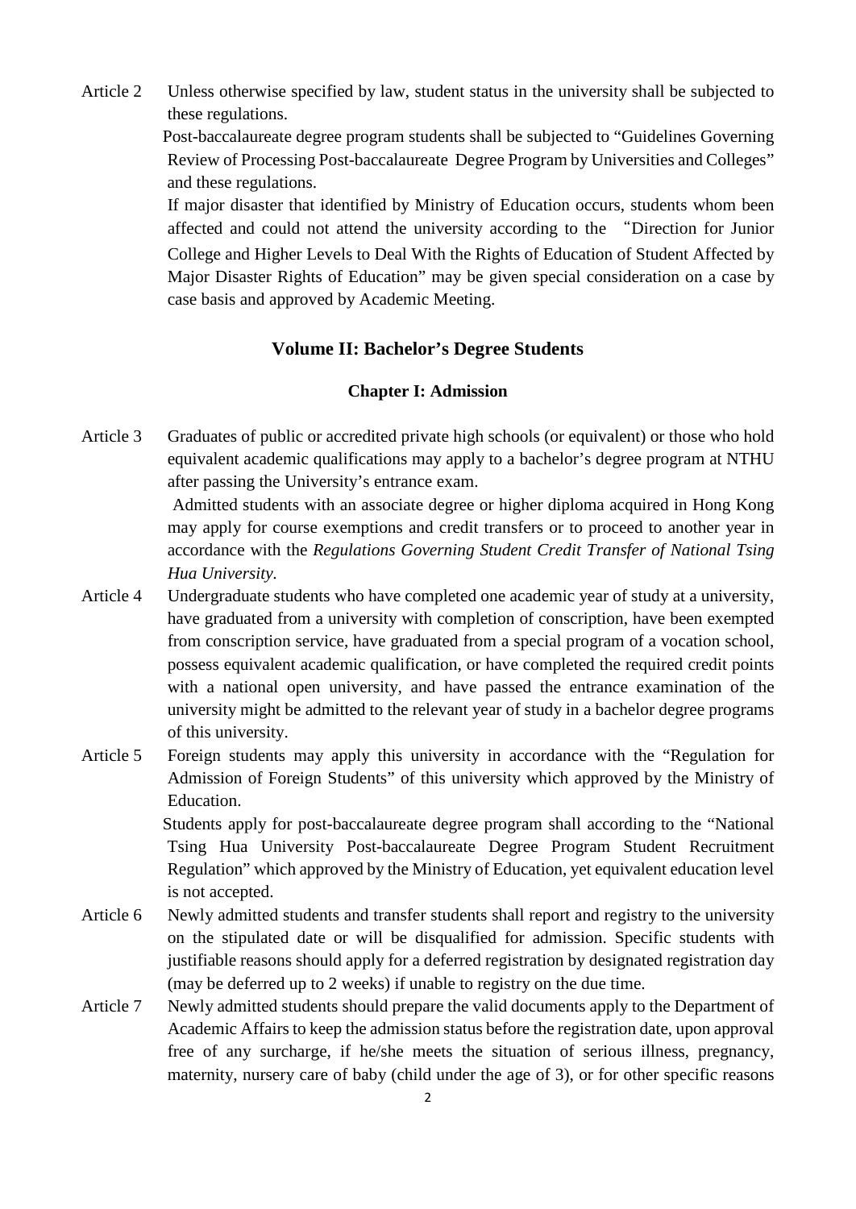Article 2 Unless otherwise specified by law, student status in the university shall be subjected to these regulations.

Post-baccalaureate degree program students shall be subjected to "Guidelines Governing Review of Processing Post-baccalaureate Degree Program by Universities and Colleges" and these regulations.

If major disaster that identified by Ministry of Education occurs, students whom been affected and could not attend the university according to the "Direction for Junior College and Higher Levels to Deal With the Rights of Education of Student Affected by Major Disaster Rights of Education" may be given special consideration on a case by case basis and approved by Academic Meeting.

## Volume II: Bachelor's Degree Students

### Chapter I: Admission

Article 3 Graduates of public or accredited private high schools (or equivalent) or those who hold equivalent academic qualifications may apply to a bachelor's degree program at NTHU after passing the University's entrance exam.

Admitted students with an associate degree or higher diploma acquired in Hong Kong may apply for course exemptions and credit transfers or to proceed to another year in accordance with the *Regulations Governing Student Credit Transfer of National Tsing Hua University*.

Article 4 Undergraduate students who have completed one academic year of study at a university, have graduated from a university with completion of conscription, have been exempted from conscription service, have graduated from a special program of a vocation school, possess equivalent academic qualification, or have completed the required credit points with a national open university, and have passed the entrance examination of the university might be admitted to the relevant year of study in a bachelor degree programs of this university.

Article 5 Foreign students may apply this university in accordance with the "Regulation for Admission of Foreign Students" of this university which approved by the Ministry of Education.

Students apply for post-baccalaureate degree program shall according to the "National Tsing Hua University Post-baccalaureate Degree Program Student Recruitment Regulation" which approved by the Ministry of Education, yet equivalent education level is not accepted.

Article 6 Newly admitted students and transfer students shall report and registry to the university on the stipulated date or will be disqualified for admission. Specific students with justifiable reasons should apply for a deferred registration by designated registration day (may be deferred up to 2 weeks) if unable to registry on the due time.

Article 7 Newly admitted students should prepare the valid documents apply to the Department of Academic Affairs to keep the admission status before the registration date, upon approval free of any surcharge, if he/she meets the situation of serious illness, pregnancy, maternity, nursery care of baby (child under the age of 3), or for other specific reasons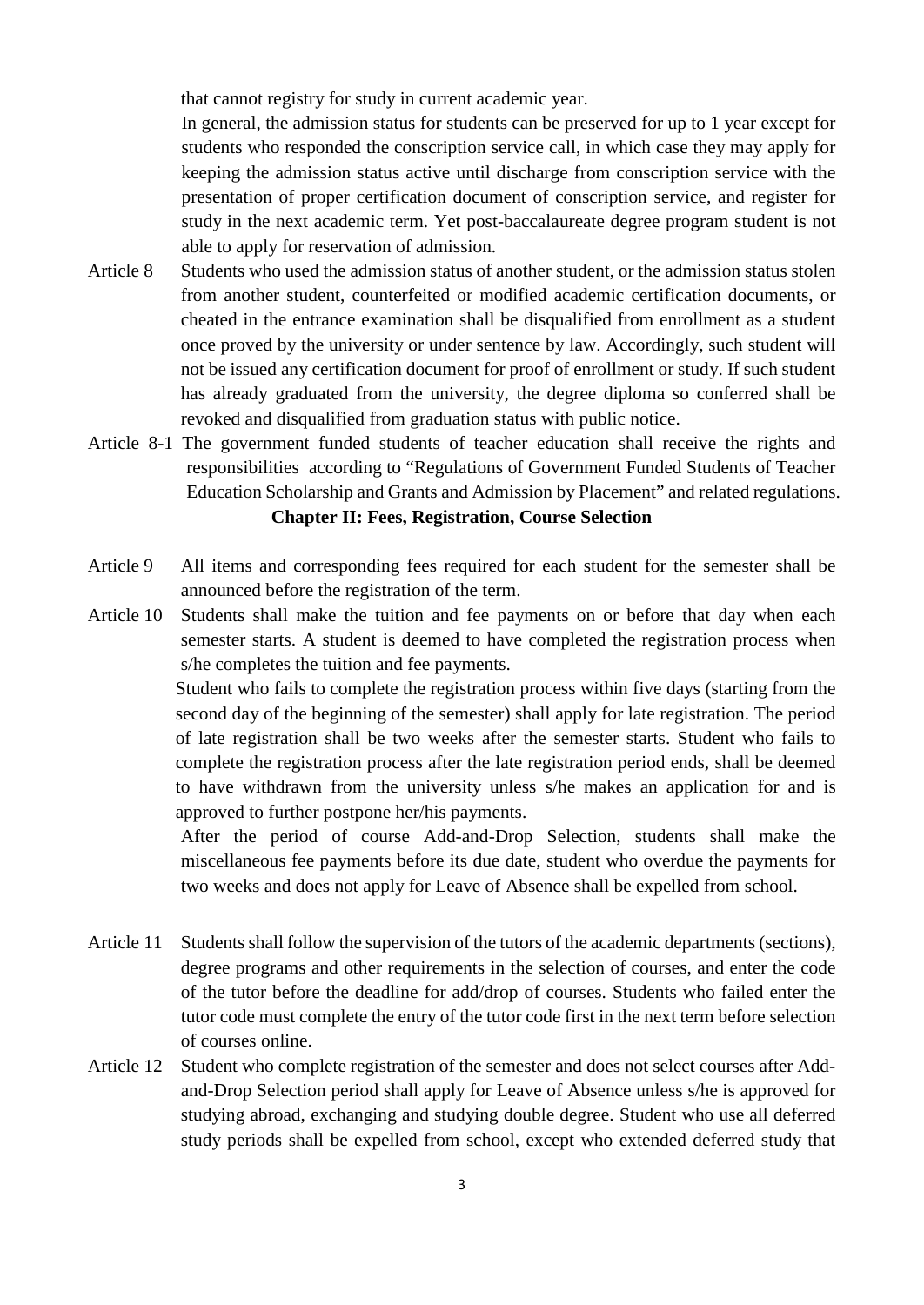that cannot registry for study in current academic year.

In general, the admission status for students can be preserved for up to 1 year except for students who responded the conscription service call, in which case they may apply for keeping the admission status active until discharge from conscription service with the presentation of proper certification document of conscription service, and register for study in the next academic term. Yet post-baccalaureate degree program student is not able to apply for reservation of admission.

Article 8 Students who used the admission status of another student, or the admission status stolen from another student, counterfeited or modified academic certification documents, or cheated in the entrance examination shall be disqualified from enrollment as a student once proved by the university or under sentence by law. Accordingly, such student will not be issued any certification document for proof of enrollment or study. If such student has already graduated from the university, the degree diploma so conferred shall be revoked and disqualified from graduation status with public notice.

Article 8-1 The government funded students of teacher education shall receive the rights and responsibilities according to "Regulations of Government Funded Students of Teacher Education Scholarship and Grants and Admission by Placement" and related regulations.

## Chapter II: Fees, Registration, Course Selection

Article 9 All items and corresponding fees required for each student for the semester shall be announced before the registration of the term.

Article 10 Students shall make the tuition and fee payments on or before that day when each semester starts. A student is deemed to have completed the registration process when s/he completes the tuition and fee payments.

Student who fails to complete the registration process within five days (starting from the second day of the beginning of the semester) shall apply for late registration. The period of late registration shall be two weeks after the semester starts. Student who fails to complete the registration process after the late registration period ends, shall be deemed to have withdrawn from the university unless s/he makes an application for and is approved to further postpone her/his payments.

After the period of course Add-and-Drop Selection, students shall make the miscellaneous fee payments before its due date, student who overdue the payments for two weeks and does not apply for Leave of Absence shall be expelled from school.

Article 11 Students shall follow the supervision of the tutors of the academic departments (sections), degree programs and other requirements in the selection of courses, and enter the code of the tutor before the deadline for add/drop of courses. Students who failed enter the tutor code must complete the entry of the tutor code first in the next term before selection of courses online.

Article 12 Student who complete registration of the semester and does not select courses after Add-and-Drop Selection period shall apply for Leave of Absence unless s/he is approved for studying abroad, exchanging and studying double degree. Student who use all deferred study periods shall be expelled from school, except who extended deferred study that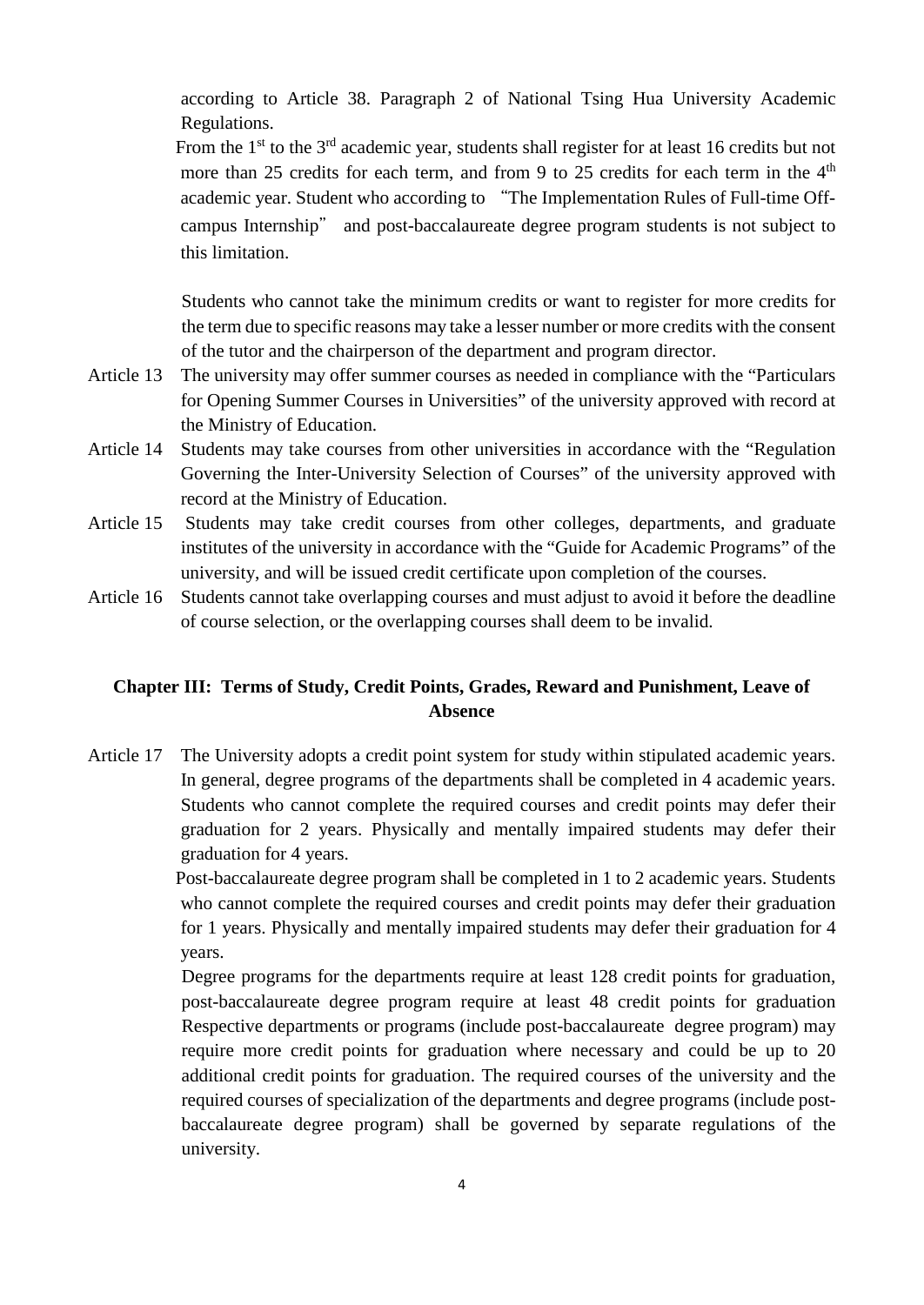according to Article 38. Paragraph 2 of National Tsing Hua University Academic Regulations.

From the 1st to the 3rd academic year, students shall register for at least 16 credits but not more than 25 credits for each term, and from 9 to 25 credits for each term in the 4th academic year. Student who according to "The Implementation Rules of Full-time Off-campus Internship" and post-baccalaureate degree program students is not subject to this limitation.

Students who cannot take the minimum credits or want to register for more credits for the term due to specific reasons may take a lesser number or more credits with the consent of the tutor and the chairperson of the department and program director.

Article 13 The university may offer summer courses as needed in compliance with the "Particulars for Opening Summer Courses in Universities" of the university approved with record at the Ministry of Education.

Article 14 Students may take courses from other universities in accordance with the "Regulation Governing the Inter-University Selection of Courses" of the university approved with record at the Ministry of Education.

Article 15 Students may take credit courses from other colleges, departments, and graduate institutes of the university in accordance with the "Guide for Academic Programs" of the university, and will be issued credit certificate upon completion of the courses.

Article 16 Students cannot take overlapping courses and must adjust to avoid it before the deadline of course selection, or the overlapping courses shall deem to be invalid.

## Chapter III: Terms of Study, Credit Points, Grades, Reward and Punishment, Leave of Absence

Article 17 The University adopts a credit point system for study within stipulated academic years. In general, degree programs of the departments shall be completed in 4 academic years. Students who cannot complete the required courses and credit points may defer their graduation for 2 years. Physically and mentally impaired students may defer their graduation for 4 years.

Post-baccalaureate degree program shall be completed in 1 to 2 academic years. Students who cannot complete the required courses and credit points may defer their graduation for 1 years. Physically and mentally impaired students may defer their graduation for 4 years.

Degree programs for the departments require at least 128 credit points for graduation, post-baccalaureate degree program require at least 48 credit points for graduation Respective departments or programs (include post-baccalaureate degree program) may require more credit points for graduation where necessary and could be up to 20 additional credit points for graduation. The required courses of the university and the required courses of specialization of the departments and degree programs (include post-baccalaureate degree program) shall be governed by separate regulations of the university.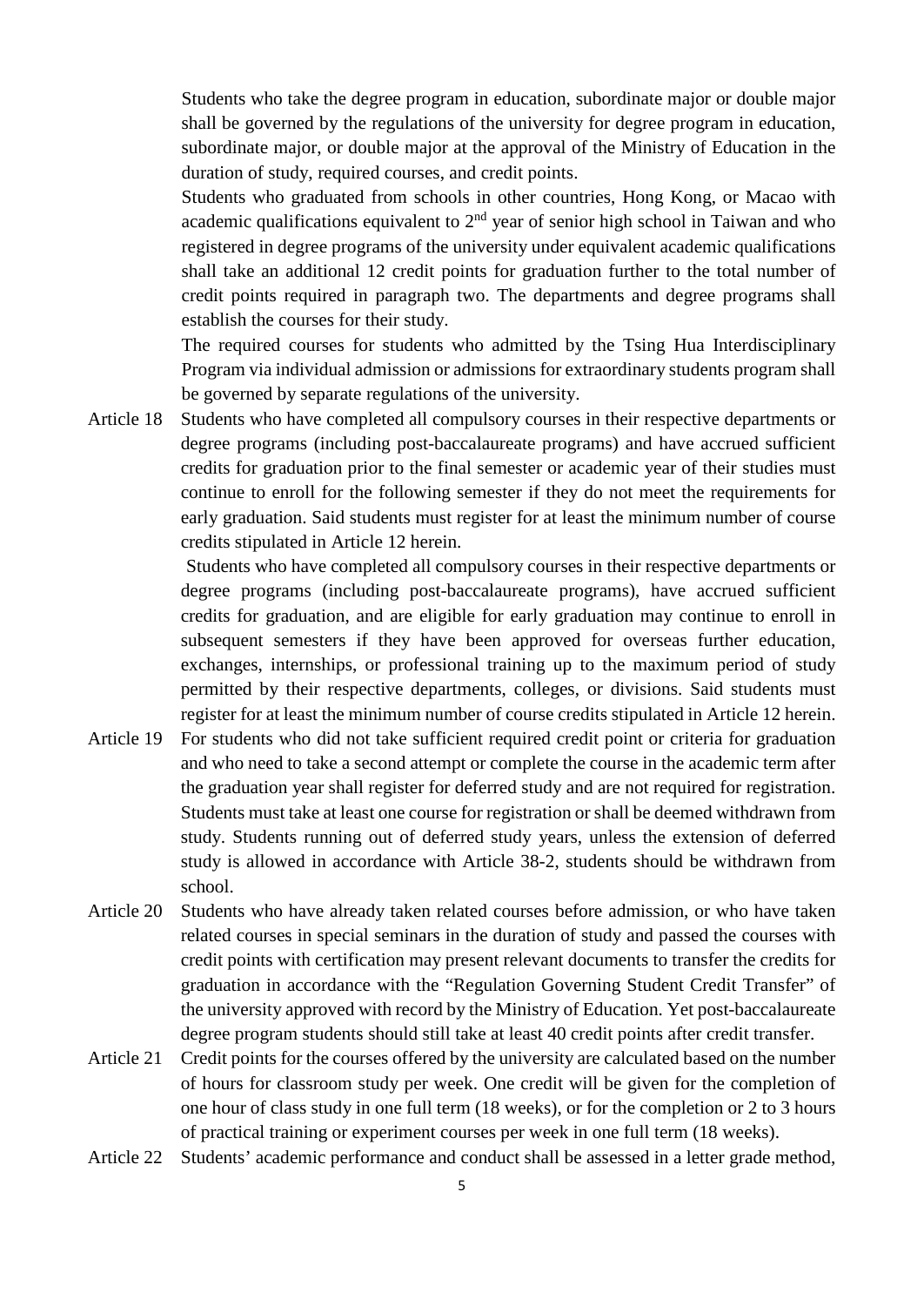Students who take the degree program in education, subordinate major or double major shall be governed by the regulations of the university for degree program in education, subordinate major, or double major at the approval of the Ministry of Education in the duration of study, required courses, and credit points.

Students who graduated from schools in other countries, Hong Kong, or Macao with academic qualifications equivalent to 2nd year of senior high school in Taiwan and who registered in degree programs of the university under equivalent academic qualifications shall take an additional 12 credit points for graduation further to the total number of credit points required in paragraph two. The departments and degree programs shall establish the courses for their study.

The required courses for students who admitted by the Tsing Hua Interdisciplinary Program via individual admission or admissions for extraordinary students program shall be governed by separate regulations of the university.

Article 18 Students who have completed all compulsory courses in their respective departments or degree programs (including post-baccalaureate programs) and have accrued sufficient credits for graduation prior to the final semester or academic year of their studies must continue to enroll for the following semester if they do not meet the requirements for early graduation. Said students must register for at least the minimum number of course credits stipulated in Article 12 herein.

Students who have completed all compulsory courses in their respective departments or degree programs (including post-baccalaureate programs), have accrued sufficient credits for graduation, and are eligible for early graduation may continue to enroll in subsequent semesters if they have been approved for overseas further education, exchanges, internships, or professional training up to the maximum period of study permitted by their respective departments, colleges, or divisions. Said students must register for at least the minimum number of course credits stipulated in Article 12 herein.

Article 19 For students who did not take sufficient required credit point or criteria for graduation and who need to take a second attempt or complete the course in the academic term after the graduation year shall register for deferred study and are not required for registration. Students must take at least one course for registration or shall be deemed withdrawn from study. Students running out of deferred study years, unless the extension of deferred study is allowed in accordance with Article 38-2, students should be withdrawn from school.

Article 20 Students who have already taken related courses before admission, or who have taken related courses in special seminars in the duration of study and passed the courses with credit points with certification may present relevant documents to transfer the credits for graduation in accordance with the "Regulation Governing Student Credit Transfer" of the university approved with record by the Ministry of Education. Yet post-baccalaureate degree program students should still take at least 40 credit points after credit transfer.

Article 21 Credit points for the courses offered by the university are calculated based on the number of hours for classroom study per week. One credit will be given for the completion of one hour of class study in one full term (18 weeks), or for the completion or 2 to 3 hours of practical training or experiment courses per week in one full term (18 weeks).

Article 22 Students' academic performance and conduct shall be assessed in a letter grade method,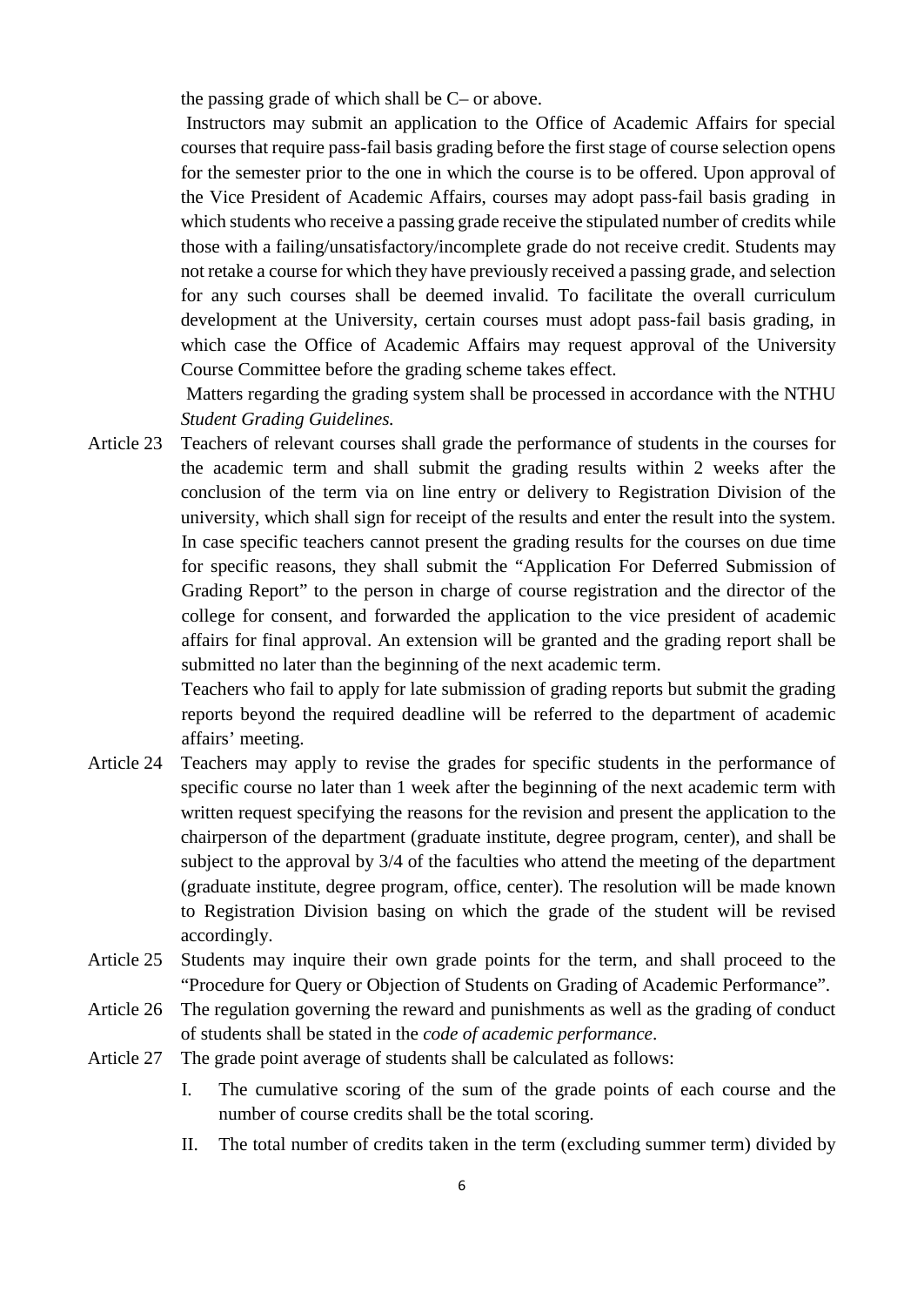the passing grade of which shall be C– or above.

Instructors may submit an application to the Office of Academic Affairs for special courses that require pass-fail basis grading before the first stage of course selection opens for the semester prior to the one in which the course is to be offered. Upon approval of the Vice President of Academic Affairs, courses may adopt pass-fail basis grading in which students who receive a passing grade receive the stipulated number of credits while those with a failing/unsatisfactory/incomplete grade do not receive credit. Students may not retake a course for which they have previously received a passing grade, and selection for any such courses shall be deemed invalid. To facilitate the overall curriculum development at the University, certain courses must adopt pass-fail basis grading, in which case the Office of Academic Affairs may request approval of the University Course Committee before the grading scheme takes effect.

Matters regarding the grading system shall be processed in accordance with the NTHU *Student Grading Guidelines.*

Article 23 Teachers of relevant courses shall grade the performance of students in the courses for the academic term and shall submit the grading results within 2 weeks after the conclusion of the term via on line entry or delivery to Registration Division of the university, which shall sign for receipt of the results and enter the result into the system. In case specific teachers cannot present the grading results for the courses on due time for specific reasons, they shall submit the "Application For Deferred Submission of Grading Report" to the person in charge of course registration and the director of the college for consent, and forwarded the application to the vice president of academic affairs for final approval. An extension will be granted and the grading report shall be submitted no later than the beginning of the next academic term.

Teachers who fail to apply for late submission of grading reports but submit the grading reports beyond the required deadline will be referred to the department of academic affairs' meeting.

Article 24 Teachers may apply to revise the grades for specific students in the performance of specific course no later than 1 week after the beginning of the next academic term with written request specifying the reasons for the revision and present the application to the chairperson of the department (graduate institute, degree program, center), and shall be subject to the approval by 3/4 of the faculties who attend the meeting of the department (graduate institute, degree program, office, center). The resolution will be made known to Registration Division basing on which the grade of the student will be revised accordingly.

Article 25 Students may inquire their own grade points for the term, and shall proceed to the "Procedure for Query or Objection of Students on Grading of Academic Performance".

Article 26 The regulation governing the reward and punishments as well as the grading of conduct of students shall be stated in the *code of academic performance*.

Article 27 The grade point average of students shall be calculated as follows:

I. The cumulative scoring of the sum of the grade points of each course and the number of course credits shall be the total scoring.

II. The total number of credits taken in the term (excluding summer term) divided by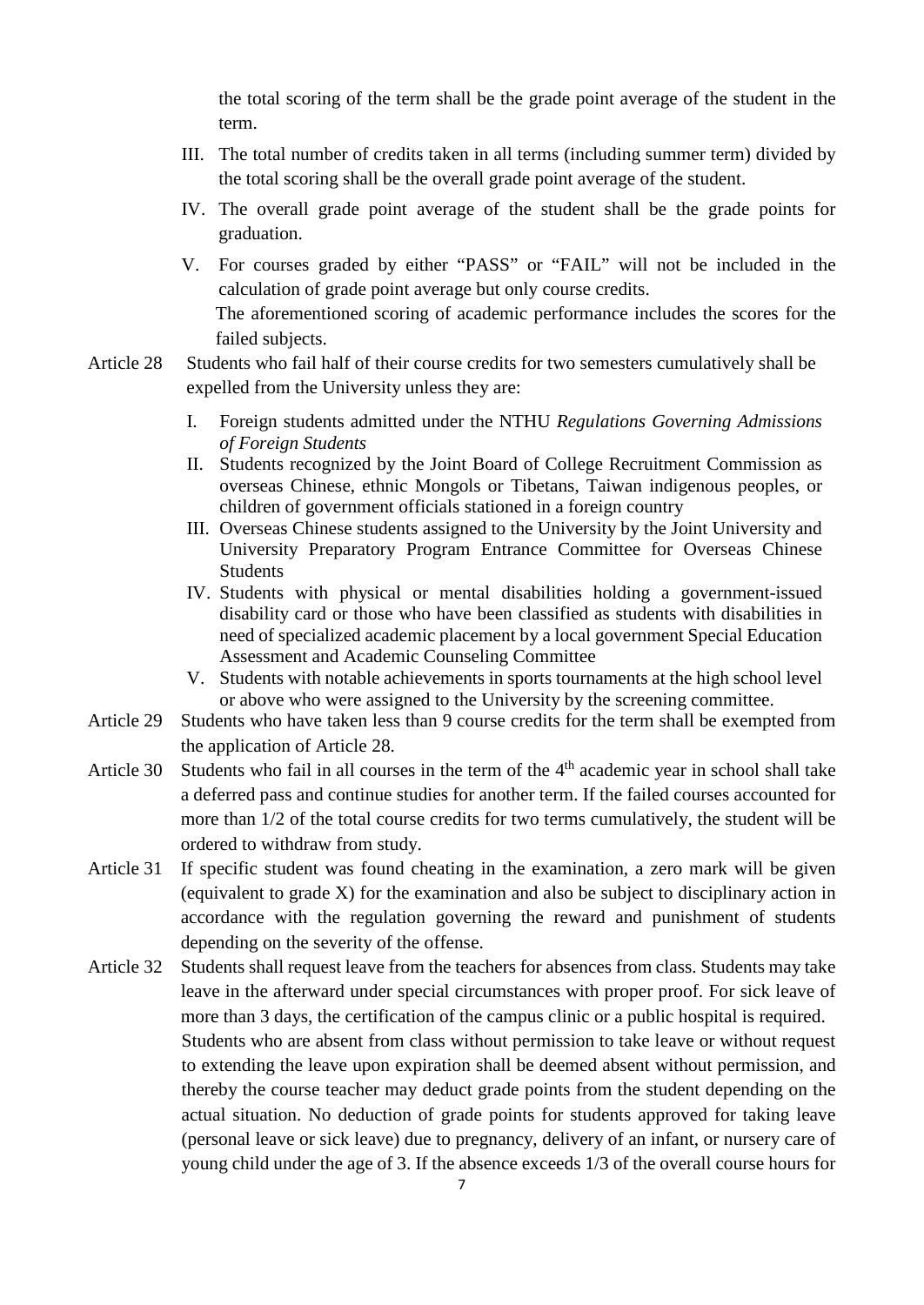the total scoring of the term shall be the grade point average of the student in the term.

III. The total number of credits taken in all terms (including summer term) divided by the total scoring shall be the overall grade point average of the student.

IV. The overall grade point average of the student shall be the grade points for graduation.

V. For courses graded by either "PASS" or "FAIL" will not be included in the calculation of grade point average but only course credits.

The aforementioned scoring of academic performance includes the scores for the failed subjects.

Article 28 Students who fail half of their course credits for two semesters cumulatively shall be expelled from the University unless they are:

I. Foreign students admitted under the NTHU *Regulations Governing Admissions of Foreign Students*

II. Students recognized by the Joint Board of College Recruitment Commission as overseas Chinese, ethnic Mongols or Tibetans, Taiwan indigenous peoples, or children of government officials stationed in a foreign country

III. Overseas Chinese students assigned to the University by the Joint University and University Preparatory Program Entrance Committee for Overseas Chinese Students

IV. Students with physical or mental disabilities holding a government-issued disability card or those who have been classified as students with disabilities in need of specialized academic placement by a local government Special Education Assessment and Academic Counseling Committee

V. Students with notable achievements in sports tournaments at the high school level or above who were assigned to the University by the screening committee.

Article 29 Students who have taken less than 9 course credits for the term shall be exempted from the application of Article 28.

Article 30 Students who fail in all courses in the term of the 4th academic year in school shall take a deferred pass and continue studies for another term. If the failed courses accounted for more than 1/2 of the total course credits for two terms cumulatively, the student will be ordered to withdraw from study.

Article 31 If specific student was found cheating in the examination, a zero mark will be given (equivalent to grade X) for the examination and also be subject to disciplinary action in accordance with the regulation governing the reward and punishment of students depending on the severity of the offense.

Article 32 Students shall request leave from the teachers for absences from class. Students may take leave in the afterward under special circumstances with proper proof. For sick leave of more than 3 days, the certification of the campus clinic or a public hospital is required.

Students who are absent from class without permission to take leave or without request to extending the leave upon expiration shall be deemed absent without permission, and thereby the course teacher may deduct grade points from the student depending on the actual situation. No deduction of grade points for students approved for taking leave (personal leave or sick leave) due to pregnancy, delivery of an infant, or nursery care of young child under the age of 3. If the absence exceeds 1/3 of the overall course hours for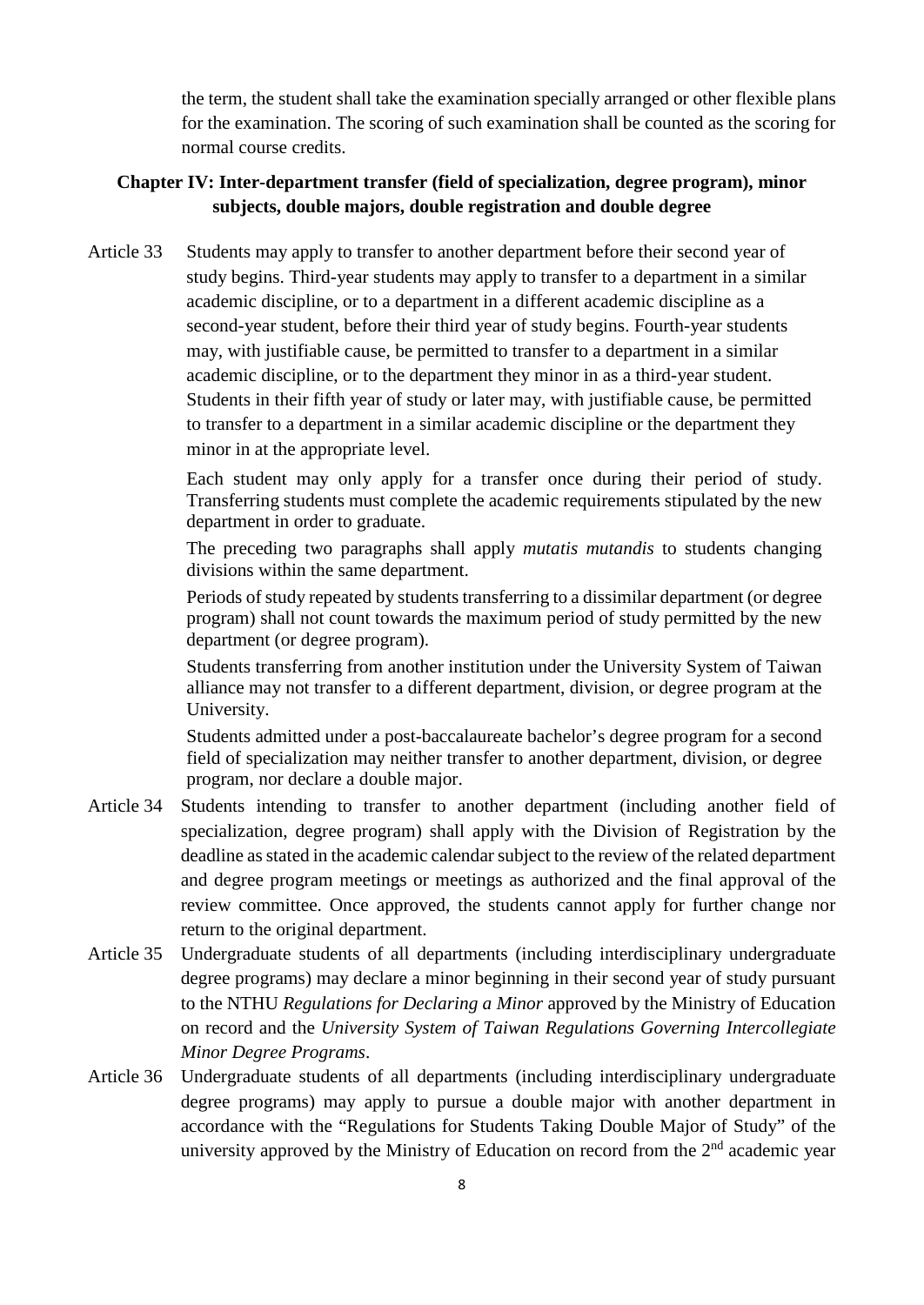the term, the student shall take the examination specially arranged or other flexible plans for the examination. The scoring of such examination shall be counted as the scoring for normal course credits.

## Chapter IV: Inter-department transfer (field of specialization, degree program), minor subjects, double majors, double registration and double degree

Article 33 Students may apply to transfer to another department before their second year of study begins. Third-year students may apply to transfer to a department in a similar academic discipline, or to a department in a different academic discipline as a second-year student, before their third year of study begins. Fourth-year students may, with justifiable cause, be permitted to transfer to a department in a similar academic discipline, or to the department they minor in as a third-year student. Students in their fifth year of study or later may, with justifiable cause, be permitted to transfer to a department in a similar academic discipline or the department they minor in at the appropriate level.

Each student may only apply for a transfer once during their period of study. Transferring students must complete the academic requirements stipulated by the new department in order to graduate.

The preceding two paragraphs shall apply *mutatis mutandis* to students changing divisions within the same department.

Periods of study repeated by students transferring to a dissimilar department (or degree program) shall not count towards the maximum period of study permitted by the new department (or degree program).

Students transferring from another institution under the University System of Taiwan alliance may not transfer to a different department, division, or degree program at the University.

Students admitted under a post-baccalaureate bachelor's degree program for a second field of specialization may neither transfer to another department, division, or degree program, nor declare a double major.

Article 34 Students intending to transfer to another department (including another field of specialization, degree program) shall apply with the Division of Registration by the deadline as stated in the academic calendar subject to the review of the related department and degree program meetings or meetings as authorized and the final approval of the review committee. Once approved, the students cannot apply for further change nor return to the original department.

Article 35 Undergraduate students of all departments (including interdisciplinary undergraduate degree programs) may declare a minor beginning in their second year of study pursuant to the NTHU *Regulations for Declaring a Minor* approved by the Ministry of Education on record and the *University System of Taiwan Regulations Governing Intercollegiate Minor Degree Programs*.

Article 36 Undergraduate students of all departments (including interdisciplinary undergraduate degree programs) may apply to pursue a double major with another department in accordance with the "Regulations for Students Taking Double Major of Study" of the university approved by the Ministry of Education on record from the 2nd academic year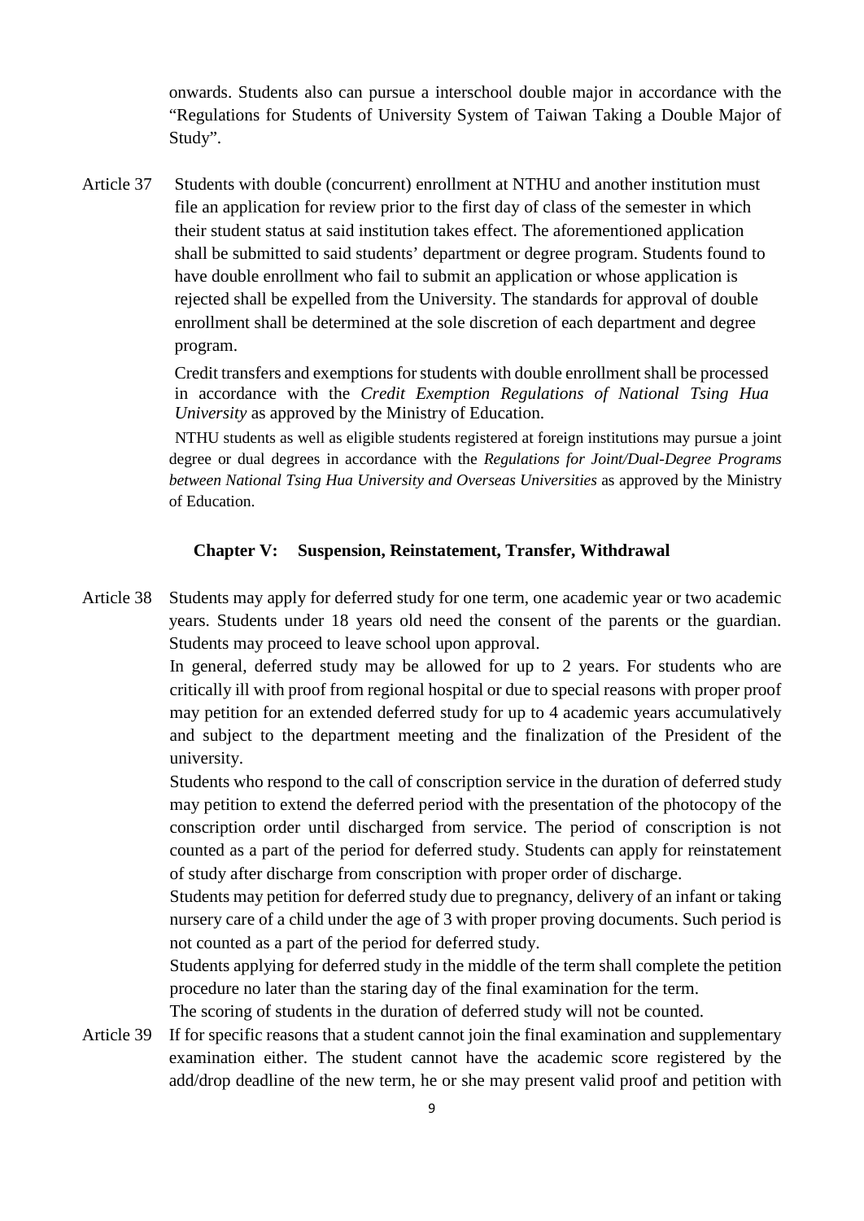onwards. Students also can pursue a interschool double major in accordance with the "Regulations for Students of University System of Taiwan Taking a Double Major of Study".

Article 37 Students with double (concurrent) enrollment at NTHU and another institution must file an application for review prior to the first day of class of the semester in which their student status at said institution takes effect. The aforementioned application shall be submitted to said students' department or degree program. Students found to have double enrollment who fail to submit an application or whose application is rejected shall be expelled from the University. The standards for approval of double enrollment shall be determined at the sole discretion of each department and degree program.

Credit transfers and exemptions for students with double enrollment shall be processed in accordance with the *Credit Exemption Regulations of National Tsing Hua University* as approved by the Ministry of Education.

NTHU students as well as eligible students registered at foreign institutions may pursue a joint degree or dual degrees in accordance with the *Regulations for Joint/Dual-Degree Programs between National Tsing Hua University and Overseas Universities* as approved by the Ministry of Education.

## Chapter V: Suspension, Reinstatement, Transfer, Withdrawal

Article 38 Students may apply for deferred study for one term, one academic year or two academic years. Students under 18 years old need the consent of the parents or the guardian. Students may proceed to leave school upon approval.

In general, deferred study may be allowed for up to 2 years. For students who are critically ill with proof from regional hospital or due to special reasons with proper proof may petition for an extended deferred study for up to 4 academic years accumulatively and subject to the department meeting and the finalization of the President of the university.

Students who respond to the call of conscription service in the duration of deferred study may petition to extend the deferred period with the presentation of the photocopy of the conscription order until discharged from service. The period of conscription is not counted as a part of the period for deferred study. Students can apply for reinstatement of study after discharge from conscription with proper order of discharge.

Students may petition for deferred study due to pregnancy, delivery of an infant or taking nursery care of a child under the age of 3 with proper proving documents. Such period is not counted as a part of the period for deferred study.

Students applying for deferred study in the middle of the term shall complete the petition procedure no later than the staring day of the final examination for the term.

The scoring of students in the duration of deferred study will not be counted.

Article 39 If for specific reasons that a student cannot join the final examination and supplementary examination either. The student cannot have the academic score registered by the add/drop deadline of the new term, he or she may present valid proof and petition with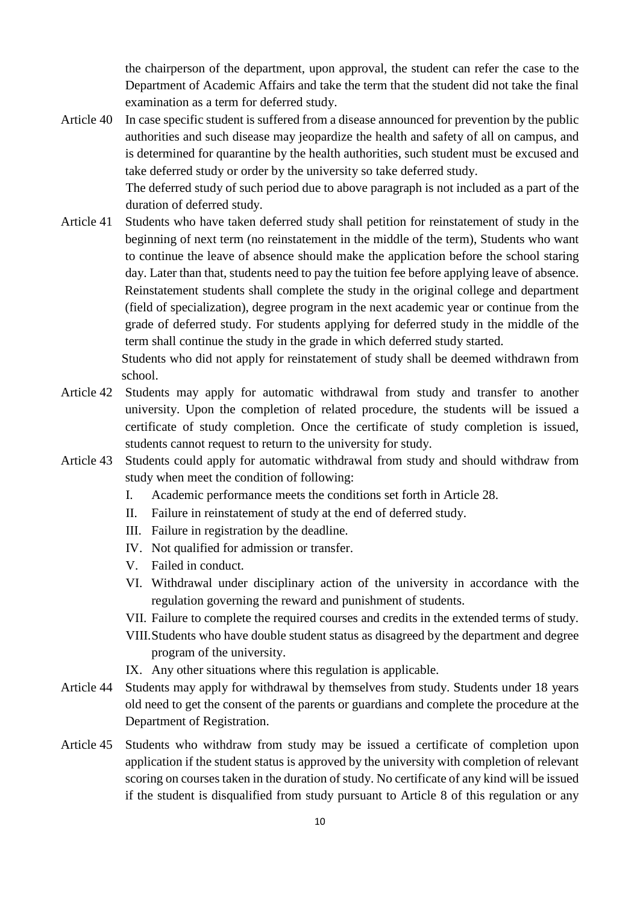the chairperson of the department, upon approval, the student can refer the case to the Department of Academic Affairs and take the term that the student did not take the final examination as a term for deferred study.

Article 40 In case specific student is suffered from a disease announced for prevention by the public authorities and such disease may jeopardize the health and safety of all on campus, and is determined for quarantine by the health authorities, such student must be excused and take deferred study or order by the university so take deferred study.

The deferred study of such period due to above paragraph is not included as a part of the duration of deferred study.

Article 41 Students who have taken deferred study shall petition for reinstatement of study in the beginning of next term (no reinstatement in the middle of the term), Students who want to continue the leave of absence should make the application before the school staring day. Later than that, students need to pay the tuition fee before applying leave of absence. Reinstatement students shall complete the study in the original college and department (field of specialization), degree program in the next academic year or continue from the grade of deferred study. For students applying for deferred study in the middle of the term shall continue the study in the grade in which deferred study started.

Students who did not apply for reinstatement of study shall be deemed withdrawn from school.

Article 42 Students may apply for automatic withdrawal from study and transfer to another university. Upon the completion of related procedure, the students will be issued a certificate of study completion. Once the certificate of study completion is issued, students cannot request to return to the university for study.

Article 43 Students could apply for automatic withdrawal from study and should withdraw from study when meet the condition of following:

I. Academic performance meets the conditions set forth in Article 28.
II. Failure in reinstatement of study at the end of deferred study.
III. Failure in registration by the deadline.
IV. Not qualified for admission or transfer.
V. Failed in conduct.
VI. Withdrawal under disciplinary action of the university in accordance with the regulation governing the reward and punishment of students.
VII. Failure to complete the required courses and credits in the extended terms of study.
VIII. Students who have double student status as disagreed by the department and degree program of the university.
IX. Any other situations where this regulation is applicable.

Article 44 Students may apply for withdrawal by themselves from study. Students under 18 years old need to get the consent of the parents or guardians and complete the procedure at the Department of Registration.

Article 45 Students who withdraw from study may be issued a certificate of completion upon application if the student status is approved by the university with completion of relevant scoring on courses taken in the duration of study. No certificate of any kind will be issued if the student is disqualified from study pursuant to Article 8 of this regulation or any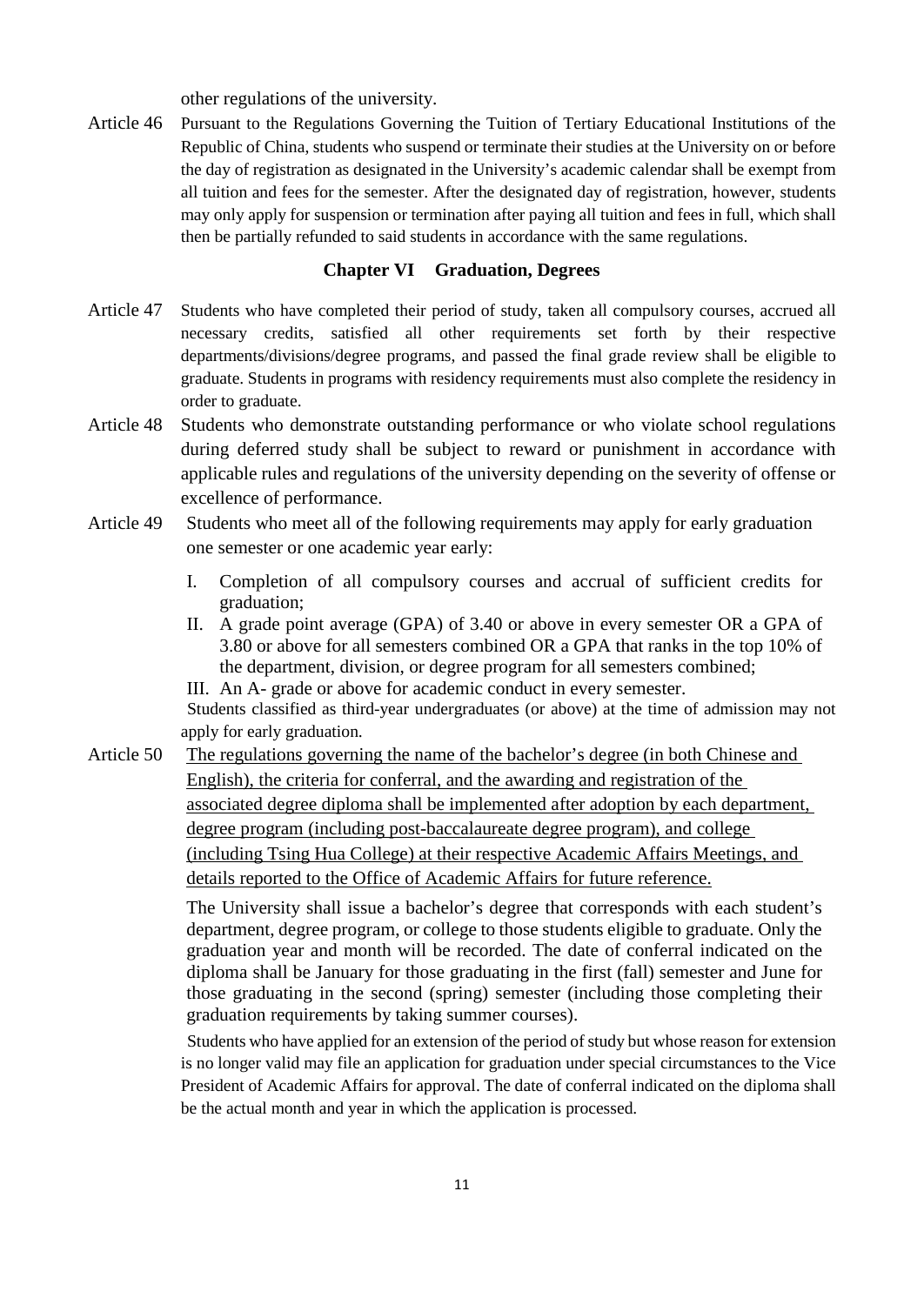other regulations of the university.

Article 46 Pursuant to the Regulations Governing the Tuition of Tertiary Educational Institutions of the Republic of China, students who suspend or terminate their studies at the University on or before the day of registration as designated in the University's academic calendar shall be exempt from all tuition and fees for the semester. After the designated day of registration, however, students may only apply for suspension or termination after paying all tuition and fees in full, which shall then be partially refunded to said students in accordance with the same regulations.

## Chapter VI Graduation, Degrees

Article 47 Students who have completed their period of study, taken all compulsory courses, accrued all necessary credits, satisfied all other requirements set forth by their respective departments/divisions/degree programs, and passed the final grade review shall be eligible to graduate. Students in programs with residency requirements must also complete the residency in order to graduate.

Article 48 Students who demonstrate outstanding performance or who violate school regulations during deferred study shall be subject to reward or punishment in accordance with applicable rules and regulations of the university depending on the severity of offense or excellence of performance.

Article 49 Students who meet all of the following requirements may apply for early graduation one semester or one academic year early:

I. Completion of all compulsory courses and accrual of sufficient credits for graduation;
II. A grade point average (GPA) of 3.40 or above in every semester OR a GPA of 3.80 or above for all semesters combined OR a GPA that ranks in the top 10% of the department, division, or degree program for all semesters combined;
III. An A- grade or above for academic conduct in every semester.

Students classified as third-year undergraduates (or above) at the time of admission may not apply for early graduation.

Article 50 <u>The regulations governing the name of the bachelor's degree (in both Chinese and English), the criteria for conferral, and the awarding and registration of the associated degree diploma shall be implemented after adoption by each department, degree program (including post-baccalaureate degree program), and college (including Tsing Hua College) at their respective Academic Affairs Meetings, and details reported to the Office of Academic Affairs for future reference.</u>

The University shall issue a bachelor's degree that corresponds with each student's department, degree program, or college to those students eligible to graduate. Only the graduation year and month will be recorded. The date of conferral indicated on the diploma shall be January for those graduating in the first (fall) semester and June for those graduating in the second (spring) semester (including those completing their graduation requirements by taking summer courses).

Students who have applied for an extension of the period of study but whose reason for extension is no longer valid may file an application for graduation under special circumstances to the Vice President of Academic Affairs for approval. The date of conferral indicated on the diploma shall be the actual month and year in which the application is processed.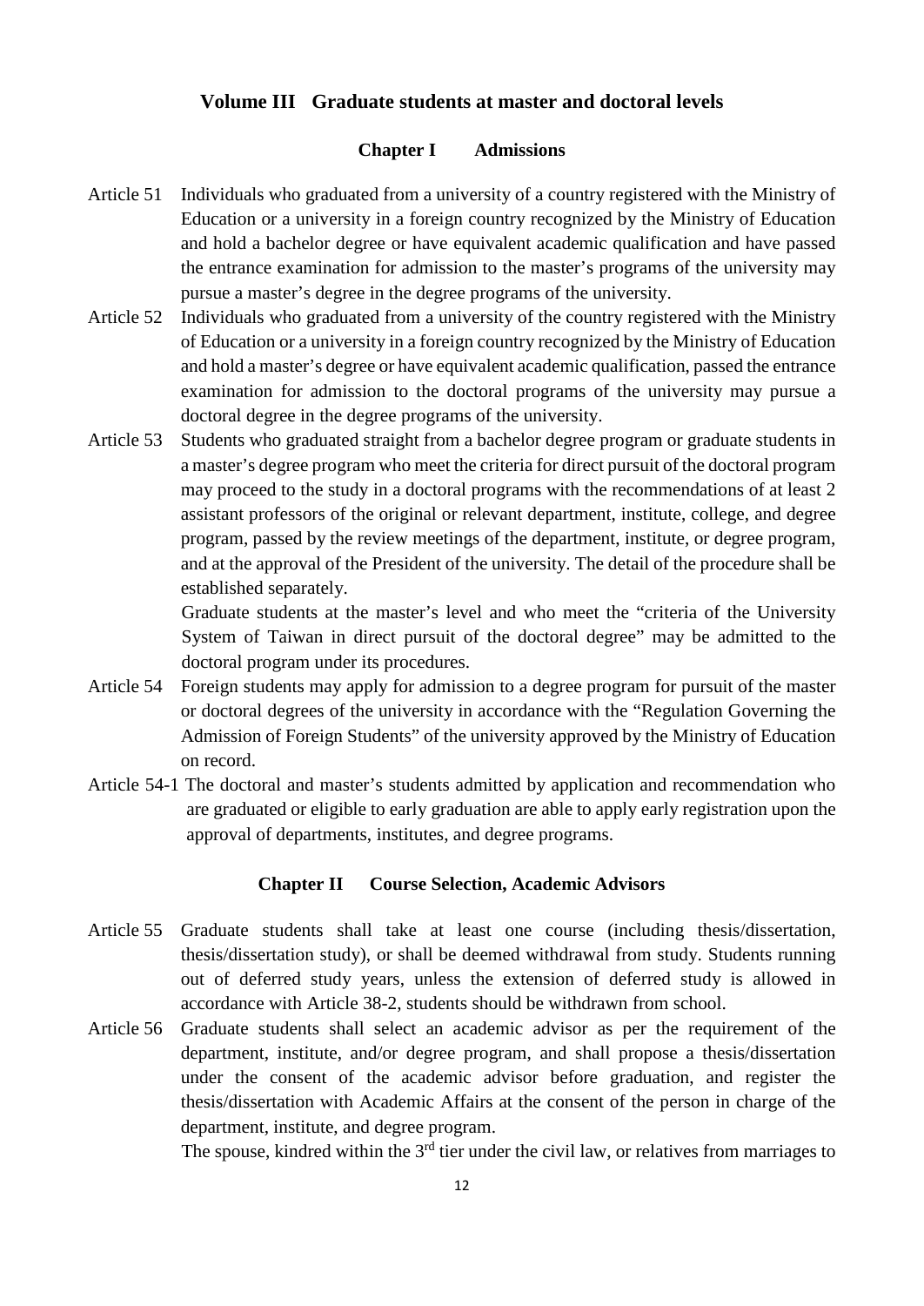## Volume III Graduate students at master and doctoral levels

### Chapter I Admissions

Article 51 Individuals who graduated from a university of a country registered with the Ministry of Education or a university in a foreign country recognized by the Ministry of Education and hold a bachelor degree or have equivalent academic qualification and have passed the entrance examination for admission to the master's programs of the university may pursue a master's degree in the degree programs of the university.

Article 52 Individuals who graduated from a university of the country registered with the Ministry of Education or a university in a foreign country recognized by the Ministry of Education and hold a master's degree or have equivalent academic qualification, passed the entrance examination for admission to the doctoral programs of the university may pursue a doctoral degree in the degree programs of the university.

Article 53 Students who graduated straight from a bachelor degree program or graduate students in a master's degree program who meet the criteria for direct pursuit of the doctoral program may proceed to the study in a doctoral programs with the recommendations of at least 2 assistant professors of the original or relevant department, institute, college, and degree program, passed by the review meetings of the department, institute, or degree program, and at the approval of the President of the university. The detail of the procedure shall be established separately.

Graduate students at the master's level and who meet the "criteria of the University System of Taiwan in direct pursuit of the doctoral degree" may be admitted to the doctoral program under its procedures.

Article 54 Foreign students may apply for admission to a degree program for pursuit of the master or doctoral degrees of the university in accordance with the "Regulation Governing the Admission of Foreign Students" of the university approved by the Ministry of Education on record.

Article 54-1 The doctoral and master's students admitted by application and recommendation who are graduated or eligible to early graduation are able to apply early registration upon the approval of departments, institutes, and degree programs.

### Chapter II Course Selection, Academic Advisors

Article 55 Graduate students shall take at least one course (including thesis/dissertation, thesis/dissertation study), or shall be deemed withdrawal from study. Students running out of deferred study years, unless the extension of deferred study is allowed in accordance with Article 38-2, students should be withdrawn from school.

Article 56 Graduate students shall select an academic advisor as per the requirement of the department, institute, and/or degree program, and shall propose a thesis/dissertation under the consent of the academic advisor before graduation, and register the thesis/dissertation with Academic Affairs at the consent of the person in charge of the department, institute, and degree program.

The spouse, kindred within the 3rd tier under the civil law, or relatives from marriages to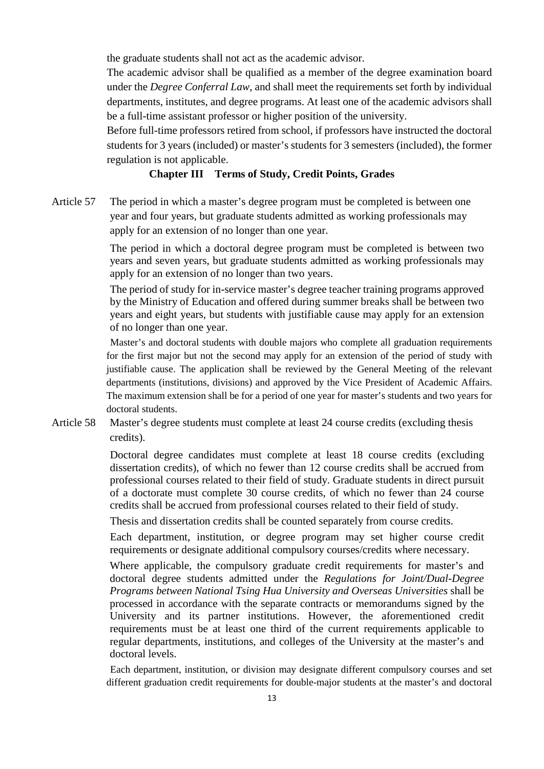the graduate students shall not act as the academic advisor.

The academic advisor shall be qualified as a member of the degree examination board under the *Degree Conferral Law*, and shall meet the requirements set forth by individual departments, institutes, and degree programs. At least one of the academic advisors shall be a full-time assistant professor or higher position of the university.

Before full-time professors retired from school, if professors have instructed the doctoral students for 3 years (included) or master's students for 3 semesters (included), the former regulation is not applicable.

## Chapter III Terms of Study, Credit Points, Grades

Article 57 The period in which a master's degree program must be completed is between one year and four years, but graduate students admitted as working professionals may apply for an extension of no longer than one year.

The period in which a doctoral degree program must be completed is between two years and seven years, but graduate students admitted as working professionals may apply for an extension of no longer than two years.

The period of study for in-service master's degree teacher training programs approved by the Ministry of Education and offered during summer breaks shall be between two years and eight years, but students with justifiable cause may apply for an extension of no longer than one year.

Master's and doctoral students with double majors who complete all graduation requirements for the first major but not the second may apply for an extension of the period of study with justifiable cause. The application shall be reviewed by the General Meeting of the relevant departments (institutions, divisions) and approved by the Vice President of Academic Affairs. The maximum extension shall be for a period of one year for master's students and two years for doctoral students.

Article 58 Master's degree students must complete at least 24 course credits (excluding thesis credits).

Doctoral degree candidates must complete at least 18 course credits (excluding dissertation credits), of which no fewer than 12 course credits shall be accrued from professional courses related to their field of study. Graduate students in direct pursuit of a doctorate must complete 30 course credits, of which no fewer than 24 course credits shall be accrued from professional courses related to their field of study.

Thesis and dissertation credits shall be counted separately from course credits.

Each department, institution, or degree program may set higher course credit requirements or designate additional compulsory courses/credits where necessary.

Where applicable, the compulsory graduate credit requirements for master's and doctoral degree students admitted under the *Regulations for Joint/Dual-Degree Programs between National Tsing Hua University and Overseas Universities* shall be processed in accordance with the separate contracts or memorandums signed by the University and its partner institutions. However, the aforementioned credit requirements must be at least one third of the current requirements applicable to regular departments, institutions, and colleges of the University at the master's and doctoral levels.

Each department, institution, or division may designate different compulsory courses and set different graduation credit requirements for double-major students at the master's and doctoral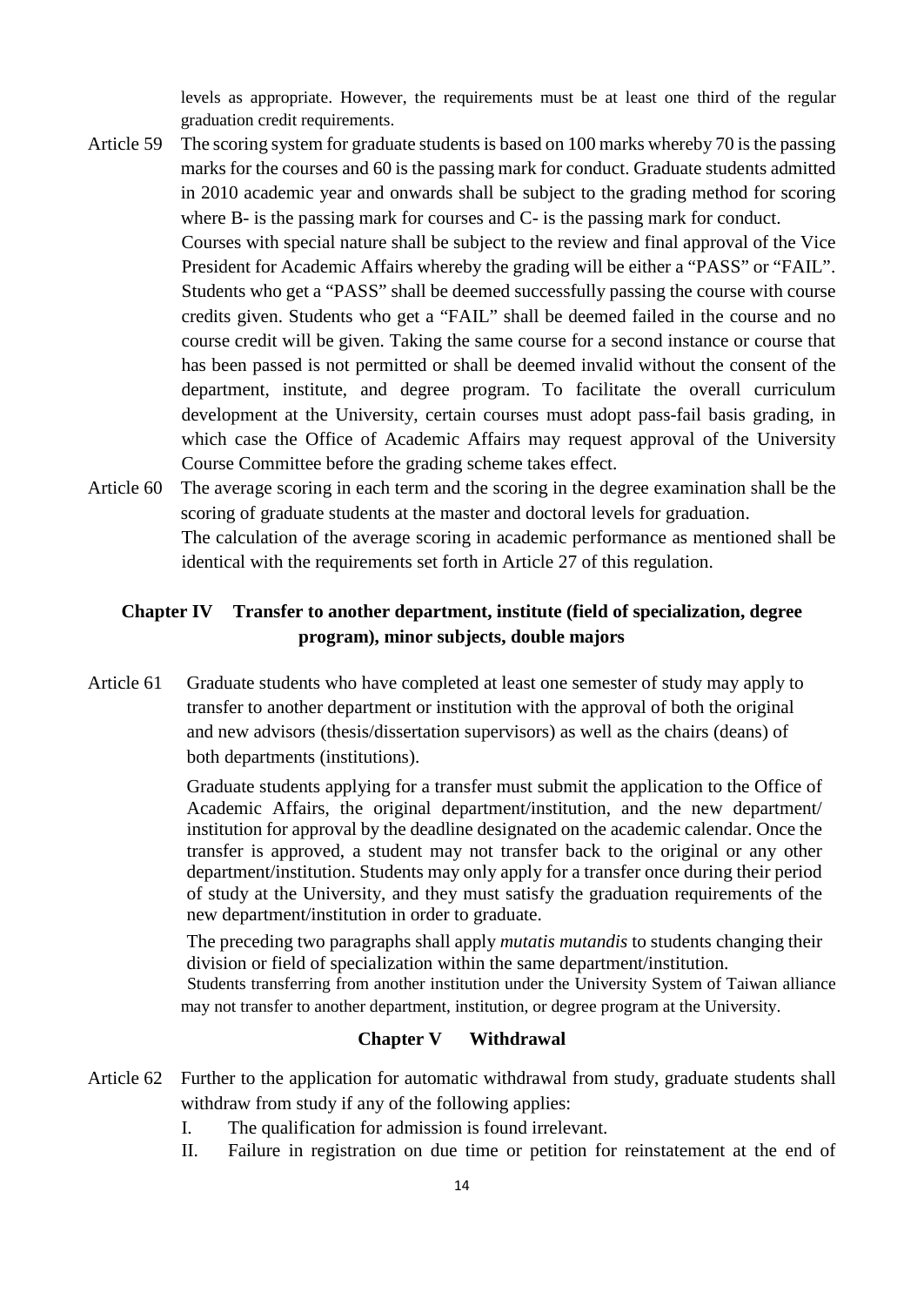levels as appropriate. However, the requirements must be at least one third of the regular graduation credit requirements.

Article 59 The scoring system for graduate students is based on 100 marks whereby 70 is the passing marks for the courses and 60 is the passing mark for conduct. Graduate students admitted in 2010 academic year and onwards shall be subject to the grading method for scoring where B- is the passing mark for courses and C- is the passing mark for conduct.

Courses with special nature shall be subject to the review and final approval of the Vice President for Academic Affairs whereby the grading will be either a "PASS" or "FAIL". Students who get a "PASS" shall be deemed successfully passing the course with course credits given. Students who get a "FAIL" shall be deemed failed in the course and no course credit will be given. Taking the same course for a second instance or course that has been passed is not permitted or shall be deemed invalid without the consent of the department, institute, and degree program. To facilitate the overall curriculum development at the University, certain courses must adopt pass-fail basis grading, in which case the Office of Academic Affairs may request approval of the University Course Committee before the grading scheme takes effect.

Article 60 The average scoring in each term and the scoring in the degree examination shall be the scoring of graduate students at the master and doctoral levels for graduation.

The calculation of the average scoring in academic performance as mentioned shall be identical with the requirements set forth in Article 27 of this regulation.

## Chapter IV Transfer to another department, institute (field of specialization, degree program), minor subjects, double majors

Article 61 Graduate students who have completed at least one semester of study may apply to transfer to another department or institution with the approval of both the original and new advisors (thesis/dissertation supervisors) as well as the chairs (deans) of both departments (institutions).

Graduate students applying for a transfer must submit the application to the Office of Academic Affairs, the original department/institution, and the new department/ institution for approval by the deadline designated on the academic calendar. Once the transfer is approved, a student may not transfer back to the original or any other department/institution. Students may only apply for a transfer once during their period of study at the University, and they must satisfy the graduation requirements of the new department/institution in order to graduate.

The preceding two paragraphs shall apply *mutatis mutandis* to students changing their division or field of specialization within the same department/institution.

Students transferring from another institution under the University System of Taiwan alliance may not transfer to another department, institution, or degree program at the University.

## Chapter V Withdrawal

Article 62 Further to the application for automatic withdrawal from study, graduate students shall withdraw from study if any of the following applies:

I. The qualification for admission is found irrelevant.

II. Failure in registration on due time or petition for reinstatement at the end of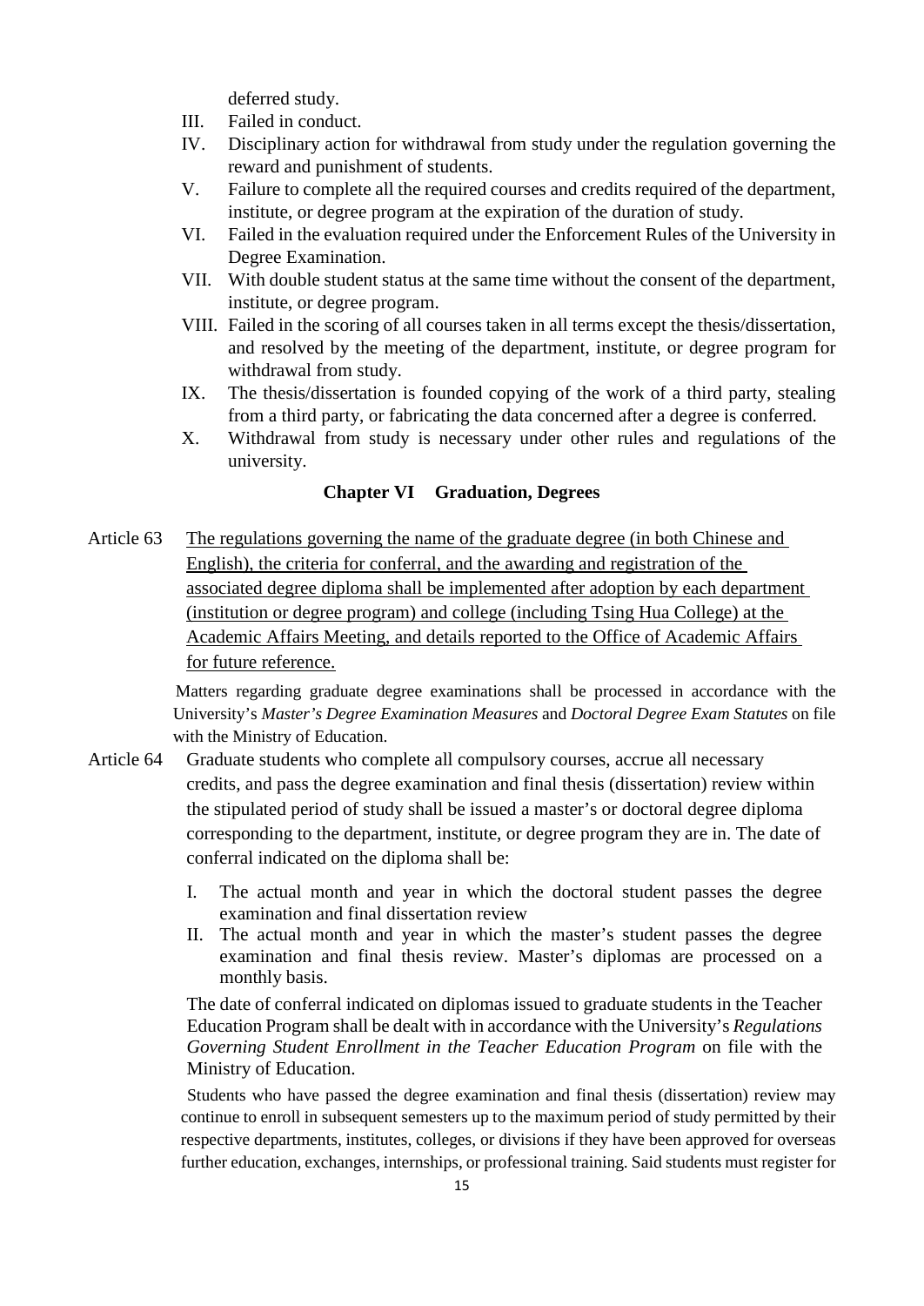deferred study.

III. Failed in conduct.
IV. Disciplinary action for withdrawal from study under the regulation governing the reward and punishment of students.
V. Failure to complete all the required courses and credits required of the department, institute, or degree program at the expiration of the duration of study.
VI. Failed in the evaluation required under the Enforcement Rules of the University in Degree Examination.
VII. With double student status at the same time without the consent of the department, institute, or degree program.
VIII. Failed in the scoring of all courses taken in all terms except the thesis/dissertation, and resolved by the meeting of the department, institute, or degree program for withdrawal from study.
IX. The thesis/dissertation is founded copying of the work of a third party, stealing from a third party, or fabricating the data concerned after a degree is conferred.
X. Withdrawal from study is necessary under other rules and regulations of the university.

## Chapter VI Graduation, Degrees

Article 63 <u>The regulations governing the name of the graduate degree (in both Chinese and English), the criteria for conferral, and the awarding and registration of the associated degree diploma shall be implemented after adoption by each department (institution or degree program) and college (including Tsing Hua College) at the Academic Affairs Meeting, and details reported to the Office of Academic Affairs for future reference.</u>

Matters regarding graduate degree examinations shall be processed in accordance with the University's *Master's Degree Examination Measures* and *Doctoral Degree Exam Statutes* on file with the Ministry of Education.

Article 64 Graduate students who complete all compulsory courses, accrue all necessary credits, and pass the degree examination and final thesis (dissertation) review within the stipulated period of study shall be issued a master's or doctoral degree diploma corresponding to the department, institute, or degree program they are in. The date of conferral indicated on the diploma shall be:

I. The actual month and year in which the doctoral student passes the degree examination and final dissertation review
II. The actual month and year in which the master's student passes the degree examination and final thesis review. Master's diplomas are processed on a monthly basis.

The date of conferral indicated on diplomas issued to graduate students in the Teacher Education Program shall be dealt with in accordance with the University's *Regulations Governing Student Enrollment in the Teacher Education Program* on file with the Ministry of Education.

Students who have passed the degree examination and final thesis (dissertation) review may continue to enroll in subsequent semesters up to the maximum period of study permitted by their respective departments, institutes, colleges, or divisions if they have been approved for overseas further education, exchanges, internships, or professional training. Said students must register for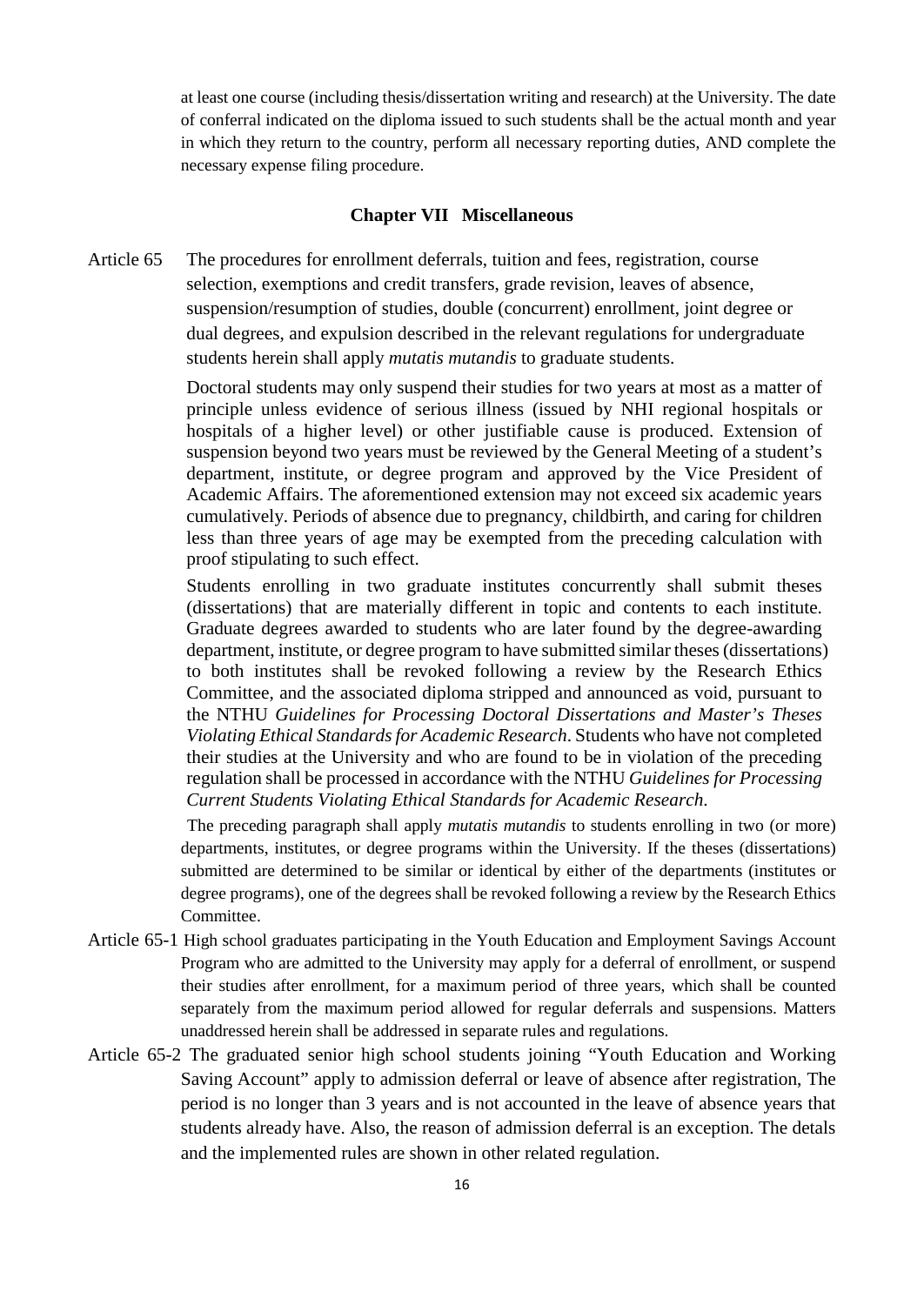at least one course (including thesis/dissertation writing and research) at the University. The date of conferral indicated on the diploma issued to such students shall be the actual month and year in which they return to the country, perform all necessary reporting duties, AND complete the necessary expense filing procedure.

## Chapter VII Miscellaneous

Article 65 The procedures for enrollment deferrals, tuition and fees, registration, course selection, exemptions and credit transfers, grade revision, leaves of absence, suspension/resumption of studies, double (concurrent) enrollment, joint degree or dual degrees, and expulsion described in the relevant regulations for undergraduate students herein shall apply *mutatis mutandis* to graduate students.

Doctoral students may only suspend their studies for two years at most as a matter of principle unless evidence of serious illness (issued by NHI regional hospitals or hospitals of a higher level) or other justifiable cause is produced. Extension of suspension beyond two years must be reviewed by the General Meeting of a student's department, institute, or degree program and approved by the Vice President of Academic Affairs. The aforementioned extension may not exceed six academic years cumulatively. Periods of absence due to pregnancy, childbirth, and caring for children less than three years of age may be exempted from the preceding calculation with proof stipulating to such effect.

Students enrolling in two graduate institutes concurrently shall submit theses (dissertations) that are materially different in topic and contents to each institute. Graduate degrees awarded to students who are later found by the degree-awarding department, institute, or degree program to have submitted similar theses (dissertations) to both institutes shall be revoked following a review by the Research Ethics Committee, and the associated diploma stripped and announced as void, pursuant to the NTHU *Guidelines for Processing Doctoral Dissertations and Master's Theses Violating Ethical Standards for Academic Research*. Students who have not completed their studies at the University and who are found to be in violation of the preceding regulation shall be processed in accordance with the NTHU *Guidelines for Processing Current Students Violating Ethical Standards for Academic Research*.

The preceding paragraph shall apply *mutatis mutandis* to students enrolling in two (or more) departments, institutes, or degree programs within the University. If the theses (dissertations) submitted are determined to be similar or identical by either of the departments (institutes or degree programs), one of the degrees shall be revoked following a review by the Research Ethics Committee.

Article 65-1 High school graduates participating in the Youth Education and Employment Savings Account Program who are admitted to the University may apply for a deferral of enrollment, or suspend their studies after enrollment, for a maximum period of three years, which shall be counted separately from the maximum period allowed for regular deferrals and suspensions. Matters unaddressed herein shall be addressed in separate rules and regulations.

Article 65-2 The graduated senior high school students joining "Youth Education and Working Saving Account" apply to admission deferral or leave of absence after registration, The period is no longer than 3 years and is not accounted in the leave of absence years that students already have. Also, the reason of admission deferral is an exception. The detals and the implemented rules are shown in other related regulation.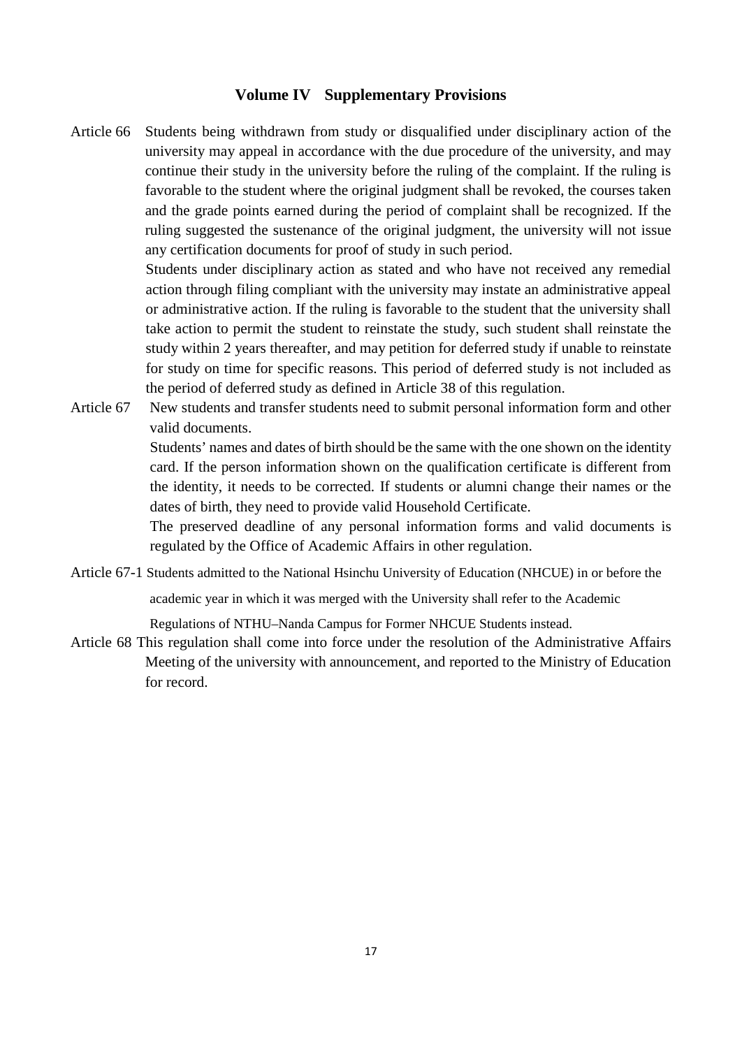## Volume IV Supplementary Provisions

Article 66 Students being withdrawn from study or disqualified under disciplinary action of the university may appeal in accordance with the due procedure of the university, and may continue their study in the university before the ruling of the complaint. If the ruling is favorable to the student where the original judgment shall be revoked, the courses taken and the grade points earned during the period of complaint shall be recognized. If the ruling suggested the sustenance of the original judgment, the university will not issue any certification documents for proof of study in such period.

Students under disciplinary action as stated and who have not received any remedial action through filing compliant with the university may instate an administrative appeal or administrative action. If the ruling is favorable to the student that the university shall take action to permit the student to reinstate the study, such student shall reinstate the study within 2 years thereafter, and may petition for deferred study if unable to reinstate for study on time for specific reasons. This period of deferred study is not included as the period of deferred study as defined in Article 38 of this regulation.

Article 67 New students and transfer students need to submit personal information form and other valid documents.

Students' names and dates of birth should be the same with the one shown on the identity card. If the person information shown on the qualification certificate is different from the identity, it needs to be corrected. If students or alumni change their names or the dates of birth, they need to provide valid Household Certificate.

The preserved deadline of any personal information forms and valid documents is regulated by the Office of Academic Affairs in other regulation.

Article 67-1 Students admitted to the National Hsinchu University of Education (NHCUE) in or before the academic year in which it was merged with the University shall refer to the Academic Regulations of NTHU–Nanda Campus for Former NHCUE Students instead.

Article 68 This regulation shall come into force under the resolution of the Administrative Affairs Meeting of the university with announcement, and reported to the Ministry of Education for record.